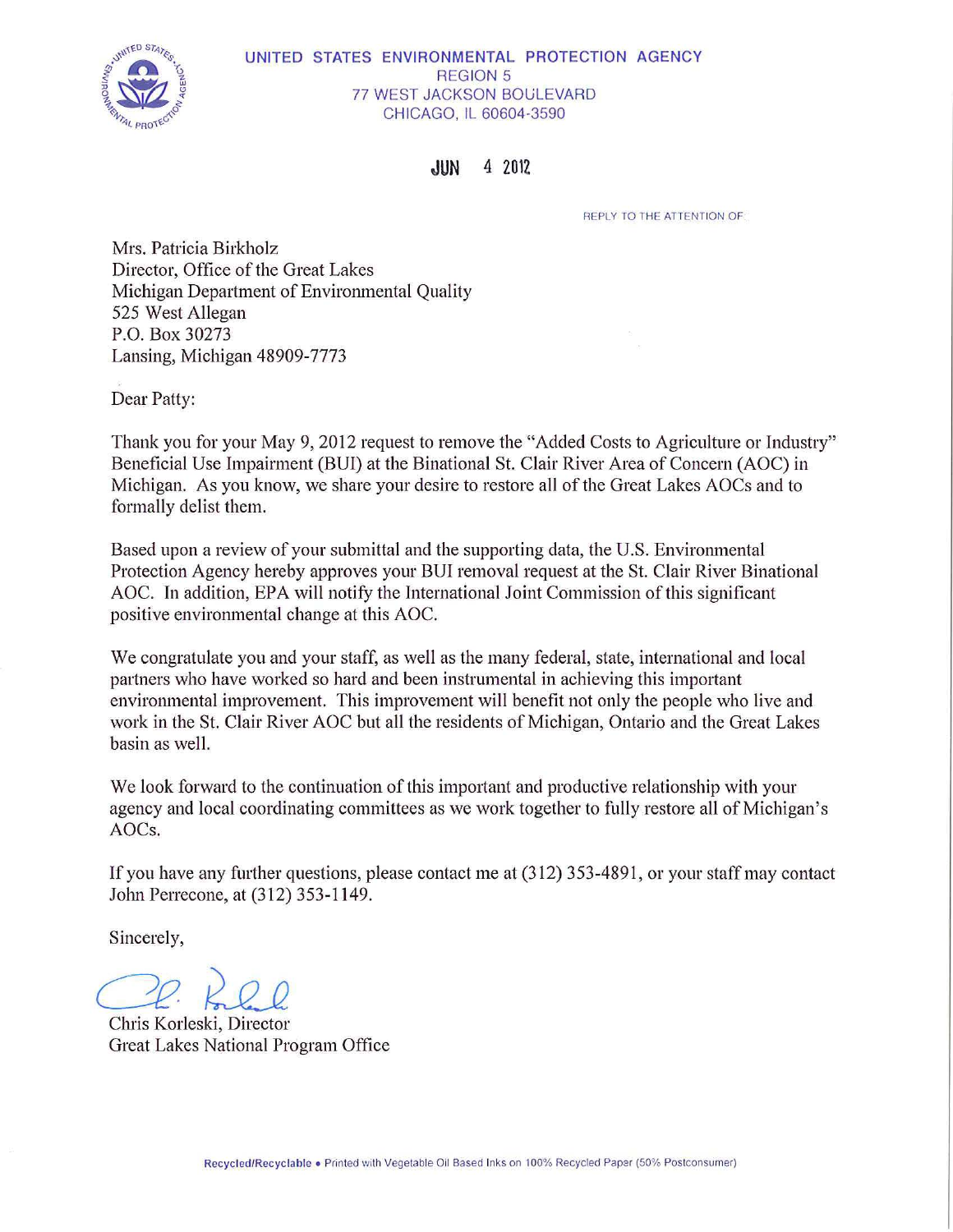UNITED STATES ENVIRONMENTAL PROTECTION AGENCY
REGION 5
77 WEST JACKSON BOULEVARD
CHICAGO, IL 60604-3590

JUN 4 2012

REPLY TO THE ATTENTION OF

Mrs. Patricia Birkholz
Director, Office of the Great Lakes
Michigan Department of Environmental Quality
525 West Allegan
P.O. Box 30273
Lansing, Michigan 48909-7773

Dear Patty:

Thank you for your May 9, 2012 request to remove the "Added Costs to Agriculture or Industry" Beneficial Use Impairment (BUI) at the Binational St. Clair River Area of Concern (AOC) in Michigan. As you know, we share your desire to restore all of the Great Lakes AOCs and to formally delist them.

Based upon a review of your submittal and the supporting data, the U.S. Environmental Protection Agency hereby approves your BUI removal request at the St. Clair River Binational AOC. In addition, EPA will notify the International Joint Commission of this significant positive environmental change at this AOC.

We congratulate you and your staff, as well as the many federal, state, international and local partners who have worked so hard and been instrumental in achieving this important environmental improvement. This improvement will benefit not only the people who live and work in the St. Clair River AOC but all the residents of Michigan, Ontario and the Great Lakes basin as well.

We look forward to the continuation of this important and productive relationship with your agency and local coordinating committees as we work together to fully restore all of Michigan's AOCs.

If you have any further questions, please contact me at (312) 353-4891, or your staff may contact John Perrecone, at (312) 353-1149.

Sincerely,

Chris Korleski, Director
Great Lakes National Program Office

Recycled/Recyclable • Printed with Vegetable Oil Based Inks on 100% Recycled Paper (50% Postconsumer)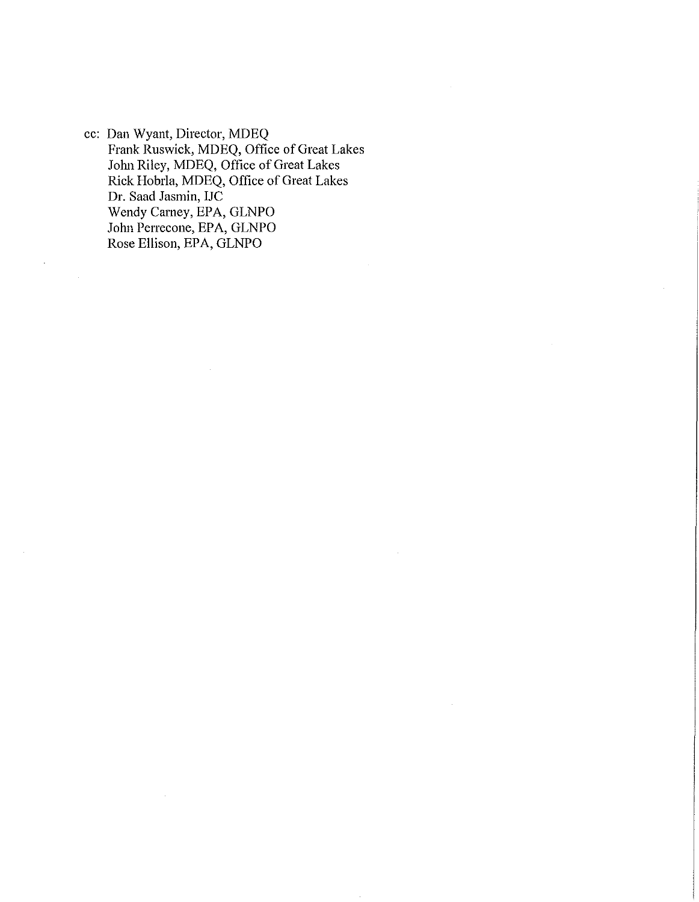cc: Dan Wyant, Director, MDEQ
Frank Ruswick, MDEQ, Office of Great Lakes
John Riley, MDEQ, Office of Great Lakes
Rick Hobrla, MDEQ, Office of Great Lakes
Dr. Saad Jasmin, IJC
Wendy Carney, EPA, GLNPO
John Perrecone, EPA, GLNPO
Rose Ellison, EPA, GLNPO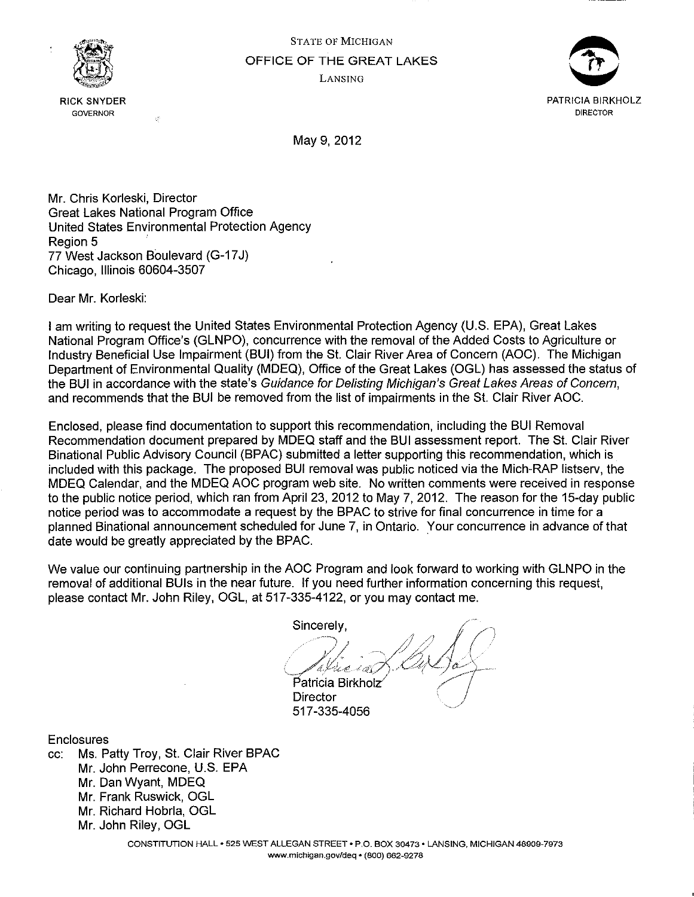STATE OF MICHIGAN

OFFICE OF THE GREAT LAKES

LANSING

RICK SNYDER
GOVERNOR

PATRICIA BIRKHOLZ
DIRECTOR

May 9, 2012

Mr. Chris Korleski, Director
Great Lakes National Program Office
United States Environmental Protection Agency
Region 5
77 West Jackson Boulevard (G-17J)
Chicago, Illinois 60604-3507

Dear Mr. Korleski:

I am writing to request the United States Environmental Protection Agency (U.S. EPA), Great Lakes National Program Office's (GLNPO), concurrence with the removal of the Added Costs to Agriculture or Industry Beneficial Use Impairment (BUI) from the St. Clair River Area of Concern (AOC). The Michigan Department of Environmental Quality (MDEQ), Office of the Great Lakes (OGL) has assessed the status of the BUI in accordance with the state's *Guidance for Delisting Michigan's Great Lakes Areas of Concern*, and recommends that the BUI be removed from the list of impairments in the St. Clair River AOC.

Enclosed, please find documentation to support this recommendation, including the BUI Removal Recommendation document prepared by MDEQ staff and the BUI assessment report. The St. Clair River Binational Public Advisory Council (BPAC) submitted a letter supporting this recommendation, which is included with this package. The proposed BUI removal was public noticed via the Mich-RAP listserv, the MDEQ Calendar, and the MDEQ AOC program web site. No written comments were received in response to the public notice period, which ran from April 23, 2012 to May 7, 2012. The reason for the 15-day public notice period was to accommodate a request by the BPAC to strive for final concurrence in time for a planned Binational announcement scheduled for June 7, in Ontario. Your concurrence in advance of that date would be greatly appreciated by the BPAC.

We value our continuing partnership in the AOC Program and look forward to working with GLNPO in the removal of additional BUIs in the near future. If you need further information concerning this request, please contact Mr. John Riley, OGL, at 517-335-4122, or you may contact me.

Sincerely,

Patricia Birkholz
Director
517-335-4056

Enclosures

cc: Ms. Patty Troy, St. Clair River BPAC
Mr. John Perrecone, U.S. EPA
Mr. Dan Wyant, MDEQ
Mr. Frank Ruswick, OGL
Mr. Richard Hobrla, OGL
Mr. John Riley, OGL

CONSTITUTION HALL • 525 WEST ALLEGAN STREET • P.O. BOX 30473 • LANSING, MICHIGAN 48909-7973
www.michigan.gov/deq • (800) 662-9278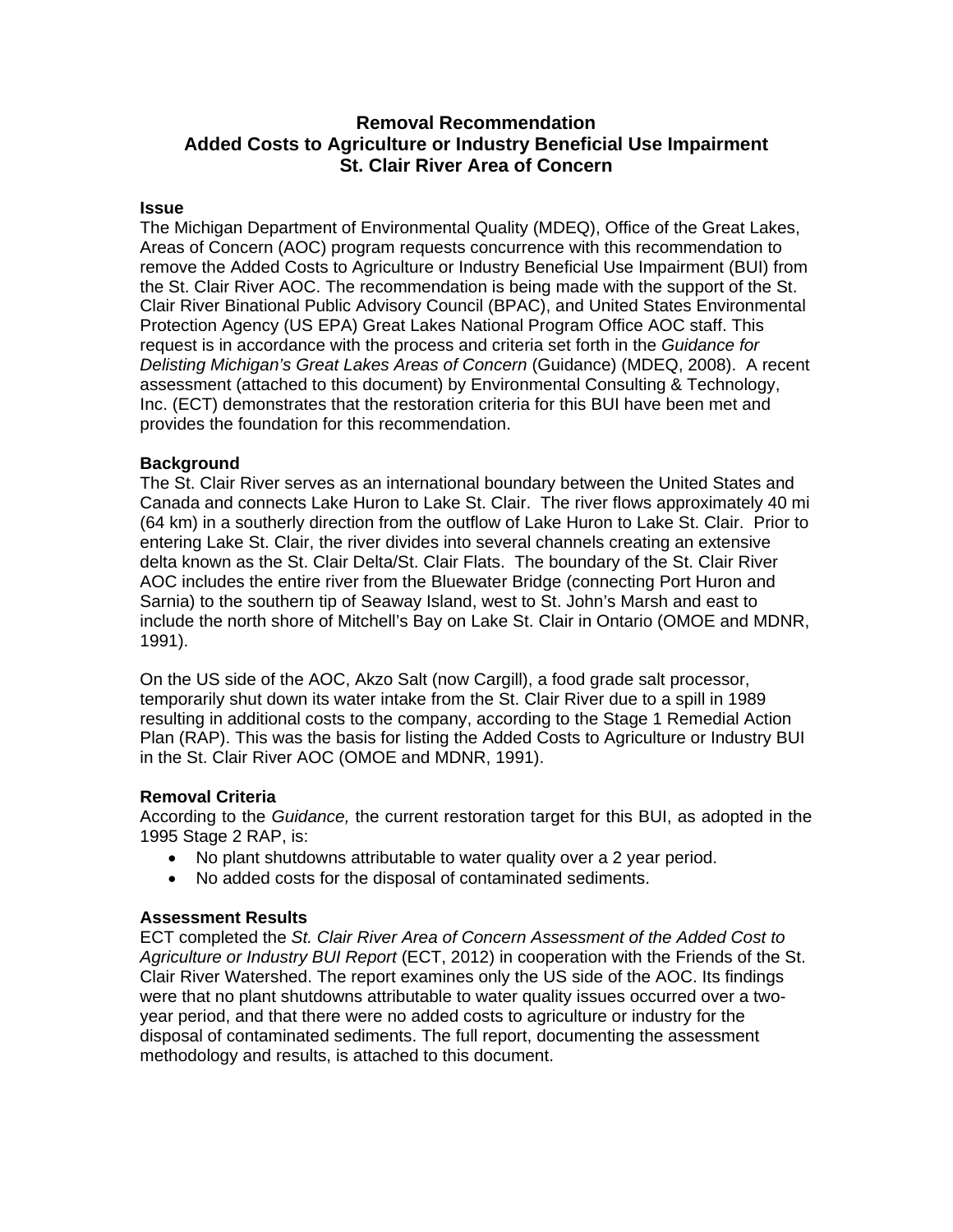# Removal Recommendation
# Added Costs to Agriculture or Industry Beneficial Use Impairment
# St. Clair River Area of Concern

**Issue**

The Michigan Department of Environmental Quality (MDEQ), Office of the Great Lakes, Areas of Concern (AOC) program requests concurrence with this recommendation to remove the Added Costs to Agriculture or Industry Beneficial Use Impairment (BUI) from the St. Clair River AOC. The recommendation is being made with the support of the St. Clair River Binational Public Advisory Council (BPAC), and United States Environmental Protection Agency (US EPA) Great Lakes National Program Office AOC staff. This request is in accordance with the process and criteria set forth in the *Guidance for Delisting Michigan's Great Lakes Areas of Concern* (Guidance) (MDEQ, 2008). A recent assessment (attached to this document) by Environmental Consulting & Technology, Inc. (ECT) demonstrates that the restoration criteria for this BUI have been met and provides the foundation for this recommendation.

**Background**

The St. Clair River serves as an international boundary between the United States and Canada and connects Lake Huron to Lake St. Clair. The river flows approximately 40 mi (64 km) in a southerly direction from the outflow of Lake Huron to Lake St. Clair. Prior to entering Lake St. Clair, the river divides into several channels creating an extensive delta known as the St. Clair Delta/St. Clair Flats. The boundary of the St. Clair River AOC includes the entire river from the Bluewater Bridge (connecting Port Huron and Sarnia) to the southern tip of Seaway Island, west to St. John's Marsh and east to include the north shore of Mitchell's Bay on Lake St. Clair in Ontario (OMOE and MDNR, 1991).

On the US side of the AOC, Akzo Salt (now Cargill), a food grade salt processor, temporarily shut down its water intake from the St. Clair River due to a spill in 1989 resulting in additional costs to the company, according to the Stage 1 Remedial Action Plan (RAP). This was the basis for listing the Added Costs to Agriculture or Industry BUI in the St. Clair River AOC (OMOE and MDNR, 1991).

**Removal Criteria**

According to the *Guidance,* the current restoration target for this BUI, as adopted in the 1995 Stage 2 RAP, is:

- No plant shutdowns attributable to water quality over a 2 year period.
- No added costs for the disposal of contaminated sediments.

**Assessment Results**

ECT completed the *St. Clair River Area of Concern Assessment of the Added Cost to Agriculture or Industry BUI Report* (ECT, 2012) in cooperation with the Friends of the St. Clair River Watershed. The report examines only the US side of the AOC. Its findings were that no plant shutdowns attributable to water quality issues occurred over a two-year period, and that there were no added costs to agriculture or industry for the disposal of contaminated sediments. The full report, documenting the assessment methodology and results, is attached to this document.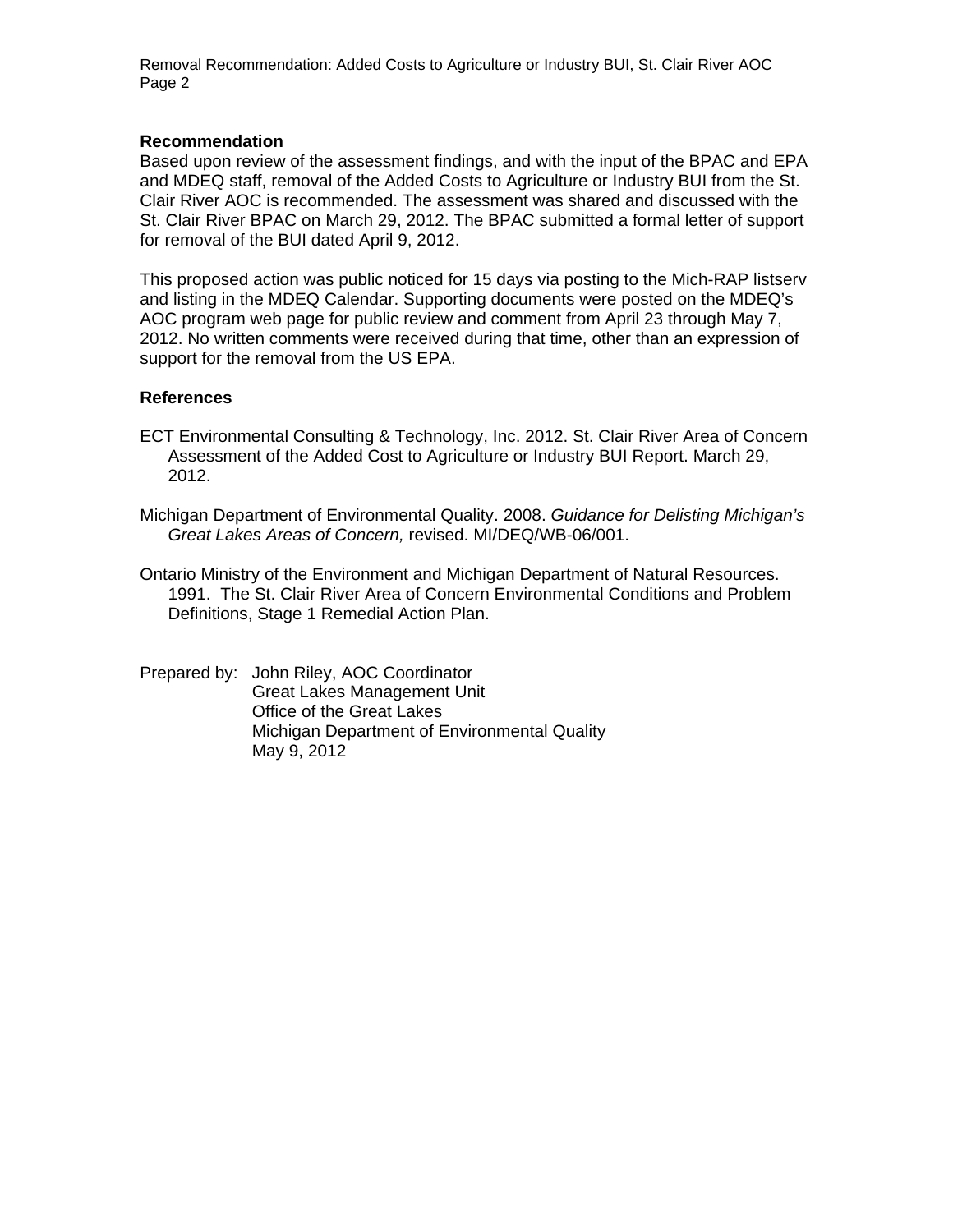## Recommendation

Based upon review of the assessment findings, and with the input of the BPAC and EPA and MDEQ staff, removal of the Added Costs to Agriculture or Industry BUI from the St. Clair River AOC is recommended. The assessment was shared and discussed with the St. Clair River BPAC on March 29, 2012. The BPAC submitted a formal letter of support for removal of the BUI dated April 9, 2012.

This proposed action was public noticed for 15 days via posting to the Mich-RAP listserv and listing in the MDEQ Calendar. Supporting documents were posted on the MDEQ's AOC program web page for public review and comment from April 23 through May 7, 2012. No written comments were received during that time, other than an expression of support for the removal from the US EPA.

## References

ECT Environmental Consulting & Technology, Inc. 2012. St. Clair River Area of Concern Assessment of the Added Cost to Agriculture or Industry BUI Report. March 29, 2012.

Michigan Department of Environmental Quality. 2008. *Guidance for Delisting Michigan's Great Lakes Areas of Concern,* revised. MI/DEQ/WB-06/001.

Ontario Ministry of the Environment and Michigan Department of Natural Resources. 1991. The St. Clair River Area of Concern Environmental Conditions and Problem Definitions, Stage 1 Remedial Action Plan.

Prepared by: John Riley, AOC Coordinator
Great Lakes Management Unit
Office of the Great Lakes
Michigan Department of Environmental Quality
May 9, 2012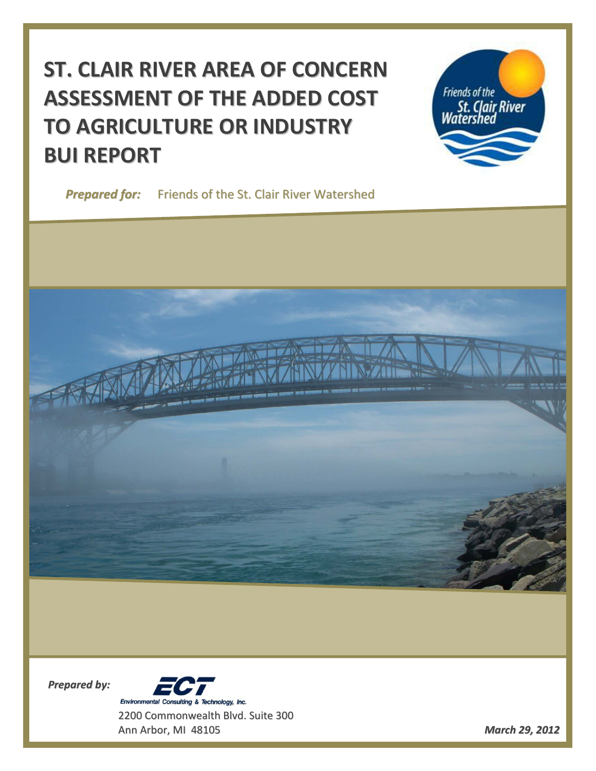# ST. CLAIR RIVER AREA OF CONCERN ASSESSMENT OF THE ADDED COST TO AGRICULTURE OR INDUSTRY BUI REPORT

***Prepared for:*** Friends of the St. Clair River Watershed

***Prepared by:***

Environmental Consulting & Technology, Inc.

2200 Commonwealth Blvd. Suite 300
Ann Arbor, MI 48105

***March 29, 2012***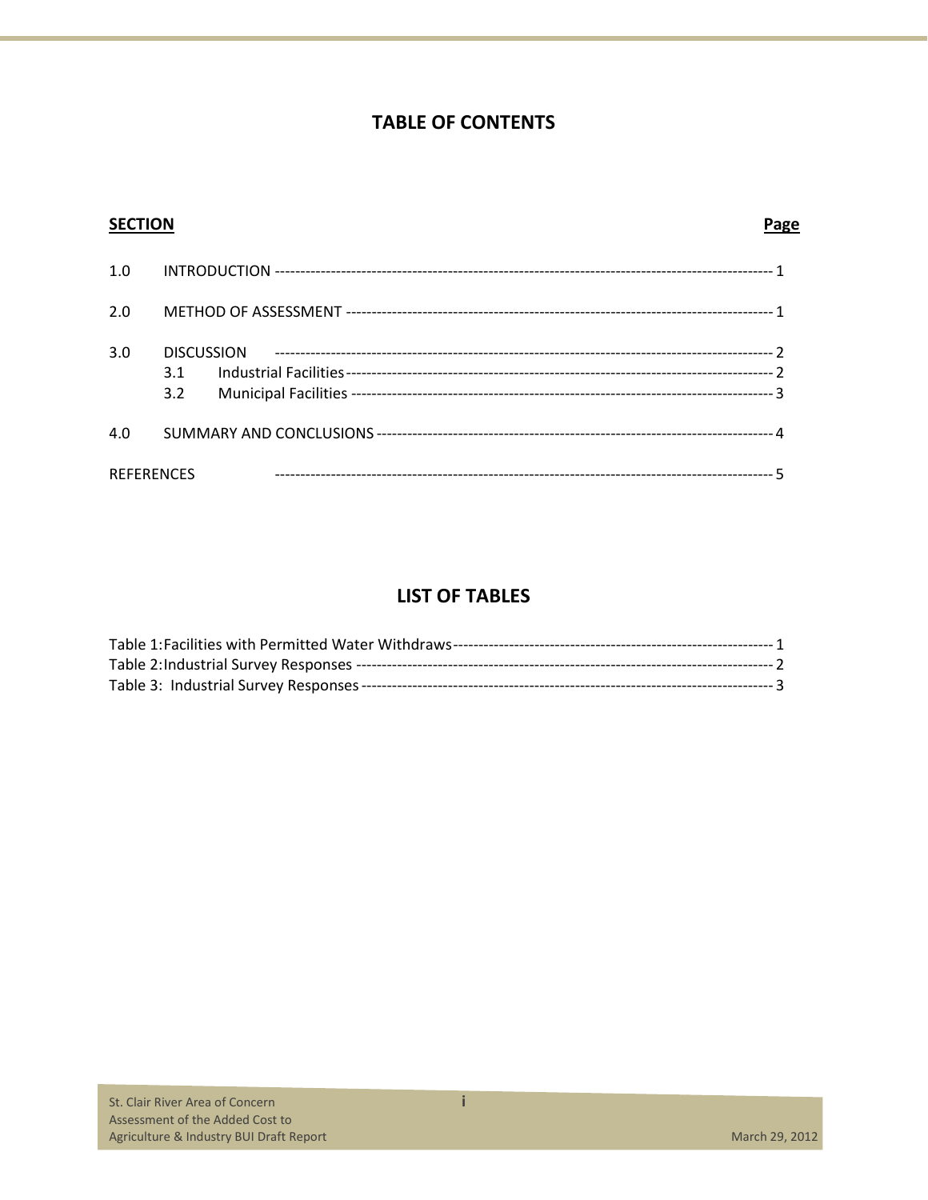# TABLE OF CONTENTS

| SECTION | | Page |
|---|---|---|
| 1.0 | INTRODUCTION | 1 |
| 2.0 | METHOD OF ASSESSMENT | 1 |
| 3.0 | DISCUSSION | 2 |
| | 3.1 Industrial Facilities | 2 |
| | 3.2 Municipal Facilities | 3 |
| 4.0 | SUMMARY AND CONCLUSIONS | 4 |
| REFERENCES | | 5 |

# LIST OF TABLES

| | |
|---|---|
| Table 1: Facilities with Permitted Water Withdraws | 1 |
| Table 2: Industrial Survey Responses | 2 |
| Table 3: Industrial Survey Responses | 3 |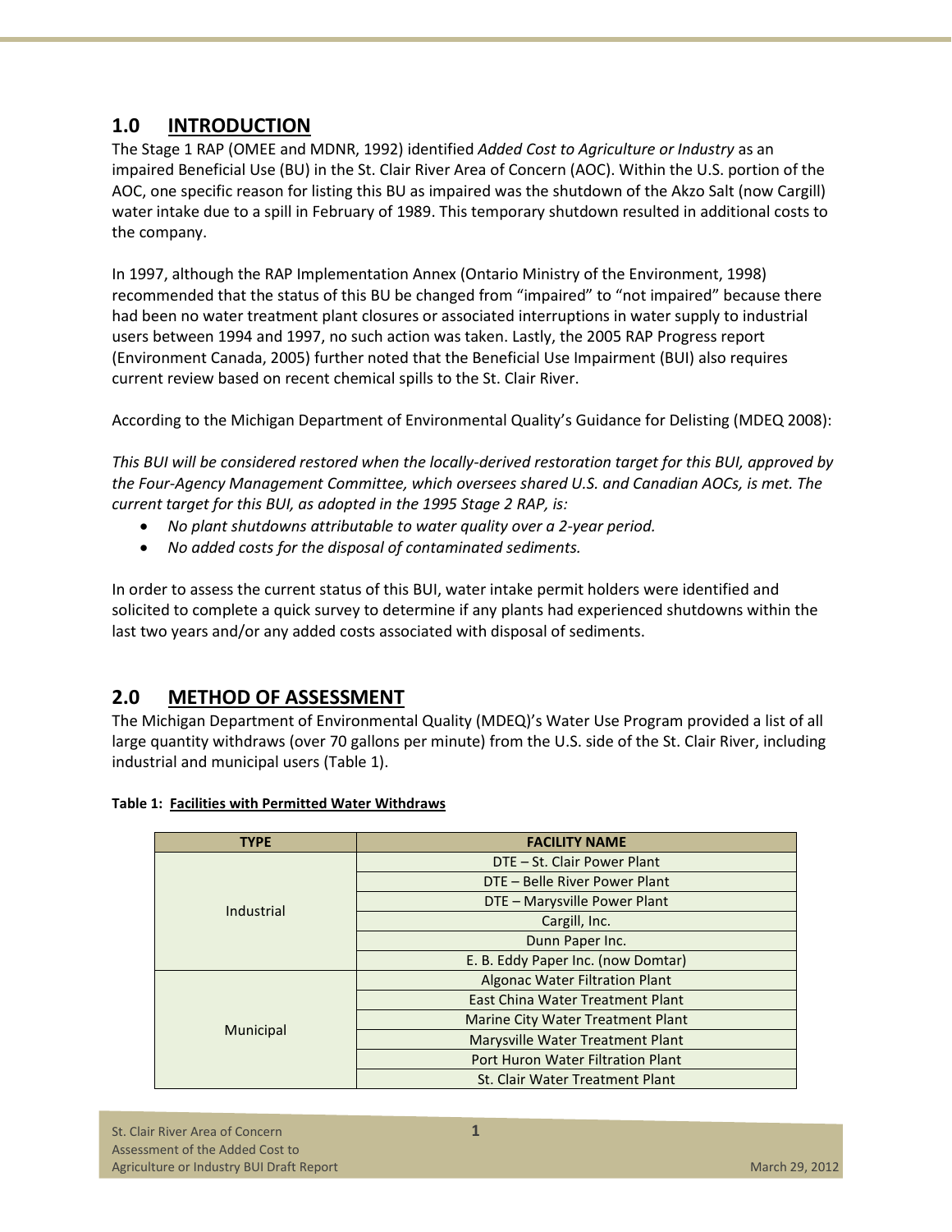## 1.0 INTRODUCTION

The Stage 1 RAP (OMEE and MDNR, 1992) identified *Added Cost to Agriculture or Industry* as an impaired Beneficial Use (BU) in the St. Clair River Area of Concern (AOC). Within the U.S. portion of the AOC, one specific reason for listing this BU as impaired was the shutdown of the Akzo Salt (now Cargill) water intake due to a spill in February of 1989. This temporary shutdown resulted in additional costs to the company.

In 1997, although the RAP Implementation Annex (Ontario Ministry of the Environment, 1998) recommended that the status of this BU be changed from "impaired" to "not impaired" because there had been no water treatment plant closures or associated interruptions in water supply to industrial users between 1994 and 1997, no such action was taken. Lastly, the 2005 RAP Progress report (Environment Canada, 2005) further noted that the Beneficial Use Impairment (BUI) also requires current review based on recent chemical spills to the St. Clair River.

According to the Michigan Department of Environmental Quality's Guidance for Delisting (MDEQ 2008):

*This BUI will be considered restored when the locally-derived restoration target for this BUI, approved by the Four-Agency Management Committee, which oversees shared U.S. and Canadian AOCs, is met. The current target for this BUI, as adopted in the 1995 Stage 2 RAP, is:*

- *No plant shutdowns attributable to water quality over a 2-year period.*
- *No added costs for the disposal of contaminated sediments.*

In order to assess the current status of this BUI, water intake permit holders were identified and solicited to complete a quick survey to determine if any plants had experienced shutdowns within the last two years and/or any added costs associated with disposal of sediments.

## 2.0 METHOD OF ASSESSMENT

The Michigan Department of Environmental Quality (MDEQ)'s Water Use Program provided a list of all large quantity withdraws (over 70 gallons per minute) from the U.S. side of the St. Clair River, including industrial and municipal users (Table 1).

**Table 1: Facilities with Permitted Water Withdraws**

| TYPE | FACILITY NAME |
|---|---|
| Industrial | DTE – St. Clair Power Plant |
| | DTE – Belle River Power Plant |
| | DTE – Marysville Power Plant |
| | Cargill, Inc. |
| | Dunn Paper Inc. |
| | E. B. Eddy Paper Inc. (now Domtar) |
| Municipal | Algonac Water Filtration Plant |
| | East China Water Treatment Plant |
| | Marine City Water Treatment Plant |
| | Marysville Water Treatment Plant |
| | Port Huron Water Filtration Plant |
| | St. Clair Water Treatment Plant |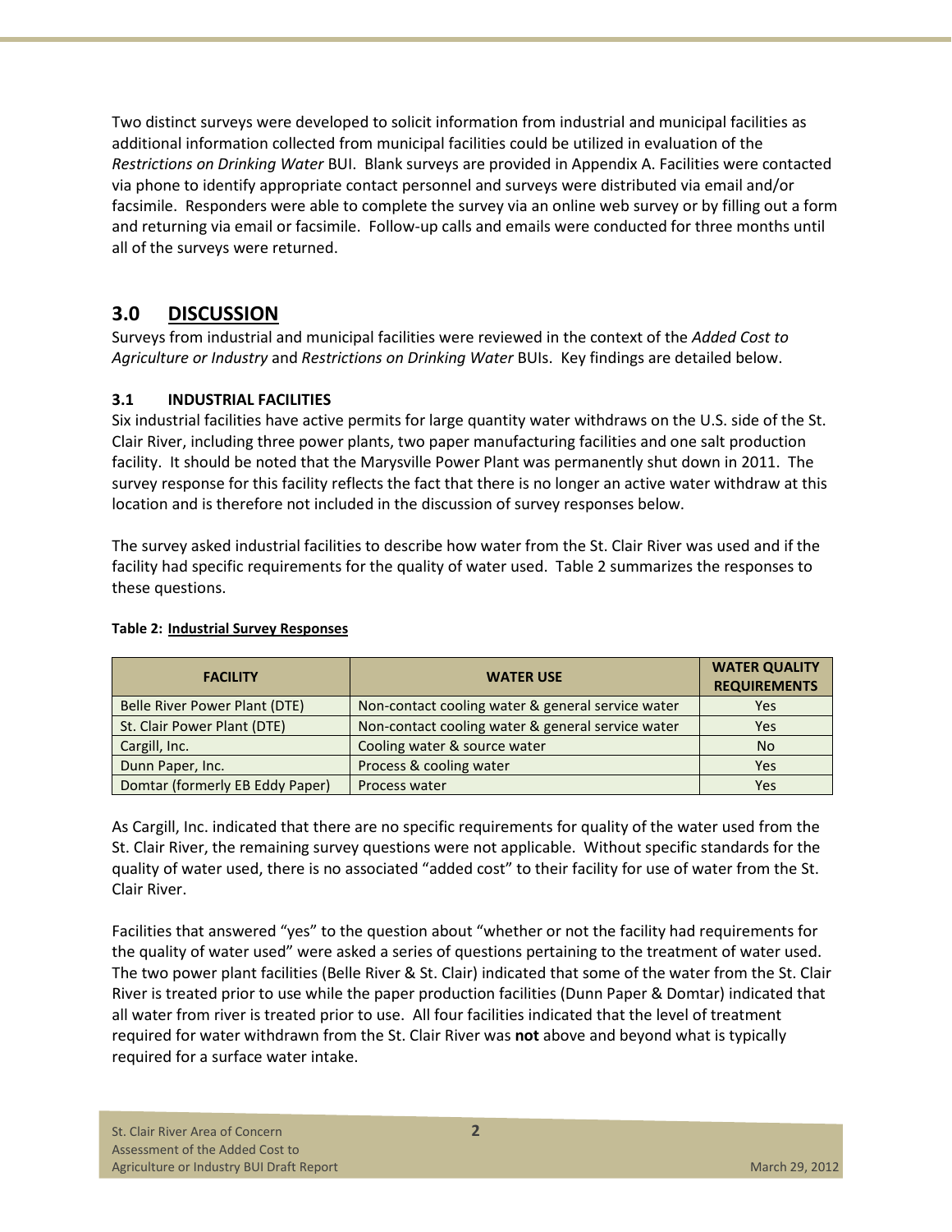Two distinct surveys were developed to solicit information from industrial and municipal facilities as additional information collected from municipal facilities could be utilized in evaluation of the *Restrictions on Drinking Water* BUI. Blank surveys are provided in Appendix A. Facilities were contacted via phone to identify appropriate contact personnel and surveys were distributed via email and/or facsimile. Responders were able to complete the survey via an online web survey or by filling out a form and returning via email or facsimile. Follow-up calls and emails were conducted for three months until all of the surveys were returned.

## 3.0 DISCUSSION

Surveys from industrial and municipal facilities were reviewed in the context of the *Added Cost to Agriculture or Industry* and *Restrictions on Drinking Water* BUIs. Key findings are detailed below.

### 3.1 INDUSTRIAL FACILITIES

Six industrial facilities have active permits for large quantity water withdraws on the U.S. side of the St. Clair River, including three power plants, two paper manufacturing facilities and one salt production facility. It should be noted that the Marysville Power Plant was permanently shut down in 2011. The survey response for this facility reflects the fact that there is no longer an active water withdraw at this location and is therefore not included in the discussion of survey responses below.

The survey asked industrial facilities to describe how water from the St. Clair River was used and if the facility had specific requirements for the quality of water used. Table 2 summarizes the responses to these questions.

**Table 2: Industrial Survey Responses**

| FACILITY | WATER USE | WATER QUALITY REQUIREMENTS |
|---|---|---|
| Belle River Power Plant (DTE) | Non-contact cooling water & general service water | Yes |
| St. Clair Power Plant (DTE) | Non-contact cooling water & general service water | Yes |
| Cargill, Inc. | Cooling water & source water | No |
| Dunn Paper, Inc. | Process & cooling water | Yes |
| Domtar (formerly EB Eddy Paper) | Process water | Yes |

As Cargill, Inc. indicated that there are no specific requirements for quality of the water used from the St. Clair River, the remaining survey questions were not applicable. Without specific standards for the quality of water used, there is no associated "added cost" to their facility for use of water from the St. Clair River.

Facilities that answered "yes" to the question about "whether or not the facility had requirements for the quality of water used" were asked a series of questions pertaining to the treatment of water used. The two power plant facilities (Belle River & St. Clair) indicated that some of the water from the St. Clair River is treated prior to use while the paper production facilities (Dunn Paper & Domtar) indicated that all water from river is treated prior to use. All four facilities indicated that the level of treatment required for water withdrawn from the St. Clair River was **not** above and beyond what is typically required for a surface water intake.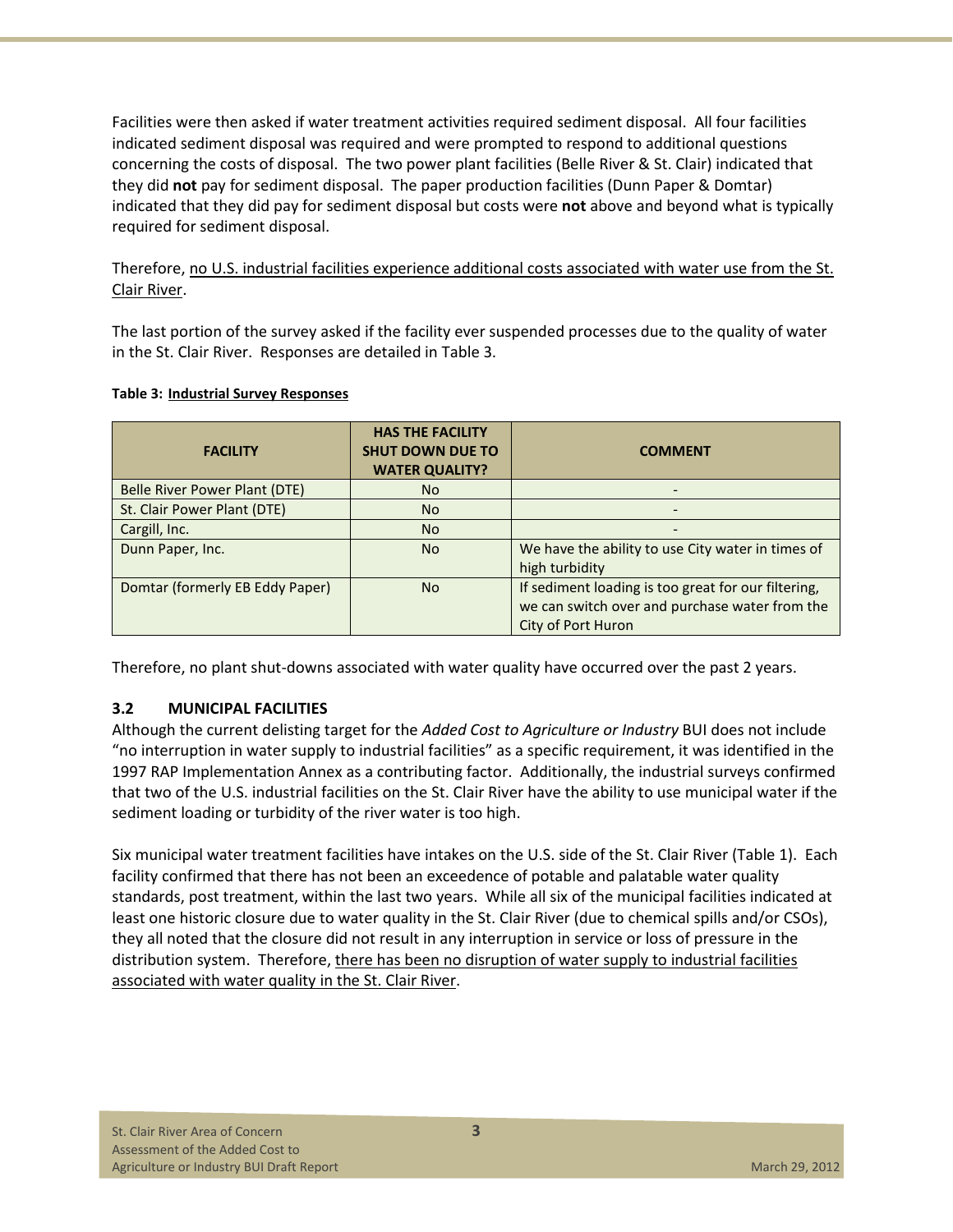Facilities were then asked if water treatment activities required sediment disposal. All four facilities indicated sediment disposal was required and were prompted to respond to additional questions concerning the costs of disposal. The two power plant facilities (Belle River & St. Clair) indicated that they did **not** pay for sediment disposal. The paper production facilities (Dunn Paper & Domtar) indicated that they did pay for sediment disposal but costs were **not** above and beyond what is typically required for sediment disposal.

Therefore, <u>no U.S. industrial facilities experience additional costs associated with water use from the St. Clair River</u>.

The last portion of the survey asked if the facility ever suspended processes due to the quality of water in the St. Clair River. Responses are detailed in Table 3.

**Table 3: <u>Industrial Survey Responses</u>**

| FACILITY | HAS THE FACILITY SHUT DOWN DUE TO WATER QUALITY? | COMMENT |
|---|---|---|
| Belle River Power Plant (DTE) | No | - |
| St. Clair Power Plant (DTE) | No | - |
| Cargill, Inc. | No | - |
| Dunn Paper, Inc. | No | We have the ability to use City water in times of high turbidity |
| Domtar (formerly EB Eddy Paper) | No | If sediment loading is too great for our filtering, we can switch over and purchase water from the City of Port Huron |

Therefore, no plant shut-downs associated with water quality have occurred over the past 2 years.

### 3.2 MUNICIPAL FACILITIES

Although the current delisting target for the *Added Cost to Agriculture or Industry* BUI does not include "no interruption in water supply to industrial facilities" as a specific requirement, it was identified in the 1997 RAP Implementation Annex as a contributing factor. Additionally, the industrial surveys confirmed that two of the U.S. industrial facilities on the St. Clair River have the ability to use municipal water if the sediment loading or turbidity of the river water is too high.

Six municipal water treatment facilities have intakes on the U.S. side of the St. Clair River (Table 1). Each facility confirmed that there has not been an exceedence of potable and palatable water quality standards, post treatment, within the last two years. While all six of the municipal facilities indicated at least one historic closure due to water quality in the St. Clair River (due to chemical spills and/or CSOs), they all noted that the closure did not result in any interruption in service or loss of pressure in the distribution system. Therefore, <u>there has been no disruption of water supply to industrial facilities associated with water quality in the St. Clair River</u>.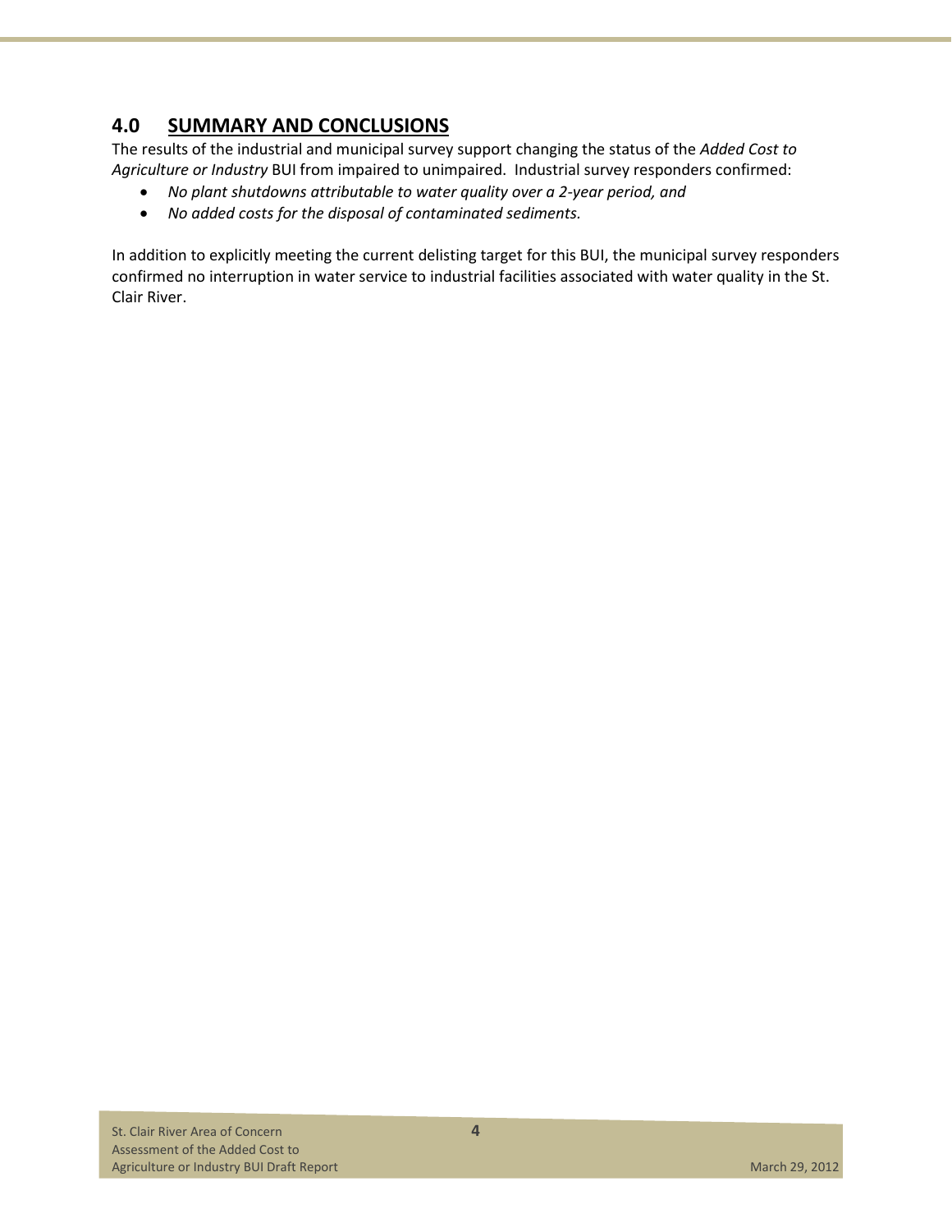## 4.0 SUMMARY AND CONCLUSIONS

The results of the industrial and municipal survey support changing the status of the *Added Cost to Agriculture or Industry* BUI from impaired to unimpaired. Industrial survey responders confirmed:

- *No plant shutdowns attributable to water quality over a 2-year period, and*
- *No added costs for the disposal of contaminated sediments.*

In addition to explicitly meeting the current delisting target for this BUI, the municipal survey responders confirmed no interruption in water service to industrial facilities associated with water quality in the St. Clair River.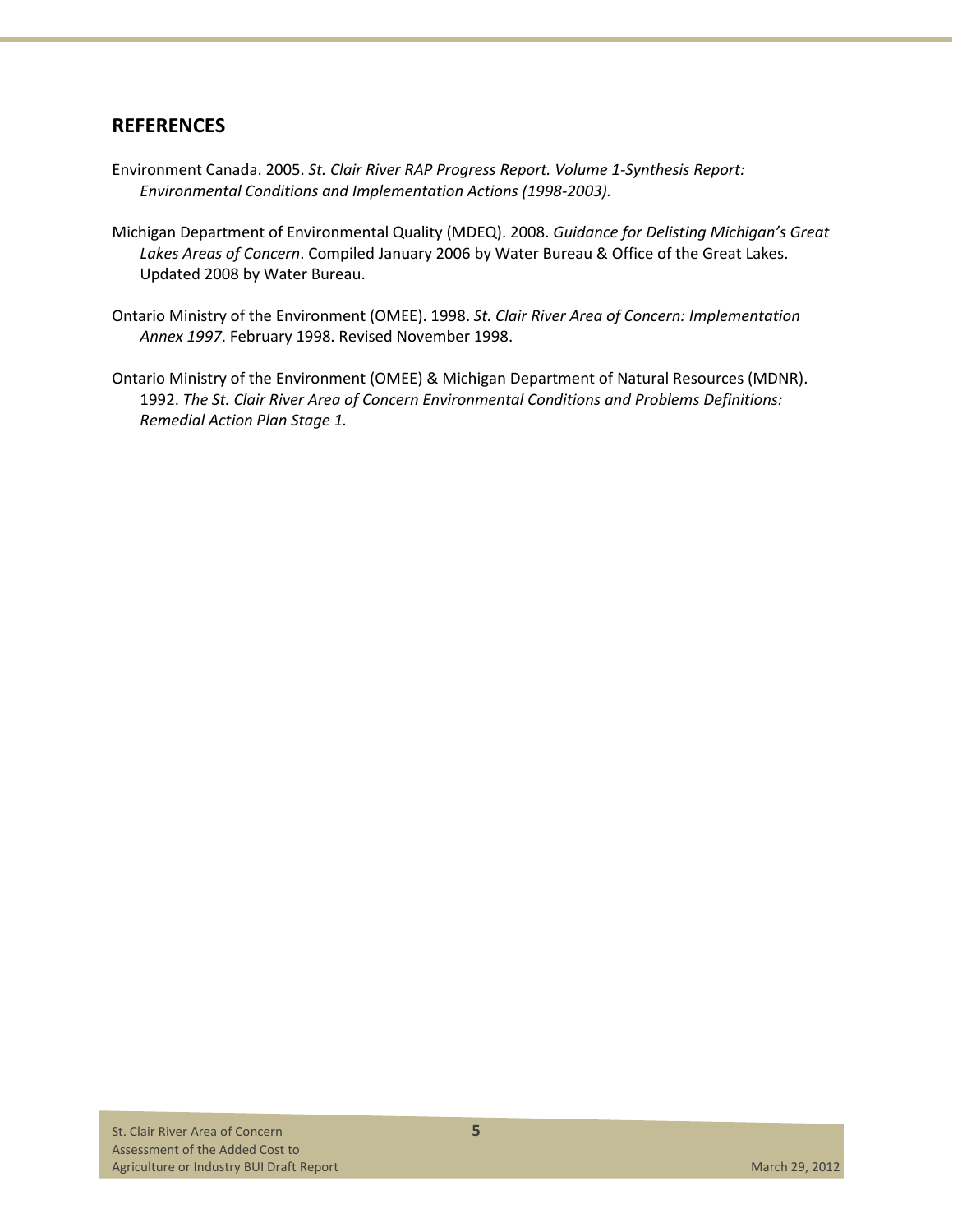## REFERENCES

Environment Canada. 2005. *St. Clair River RAP Progress Report. Volume 1-Synthesis Report: Environmental Conditions and Implementation Actions (1998-2003).*

Michigan Department of Environmental Quality (MDEQ). 2008. *Guidance for Delisting Michigan's Great Lakes Areas of Concern*. Compiled January 2006 by Water Bureau & Office of the Great Lakes. Updated 2008 by Water Bureau.

Ontario Ministry of the Environment (OMEE). 1998. *St. Clair River Area of Concern: Implementation Annex 1997*. February 1998. Revised November 1998.

Ontario Ministry of the Environment (OMEE) & Michigan Department of Natural Resources (MDNR). 1992. *The St. Clair River Area of Concern Environmental Conditions and Problems Definitions: Remedial Action Plan Stage 1.*